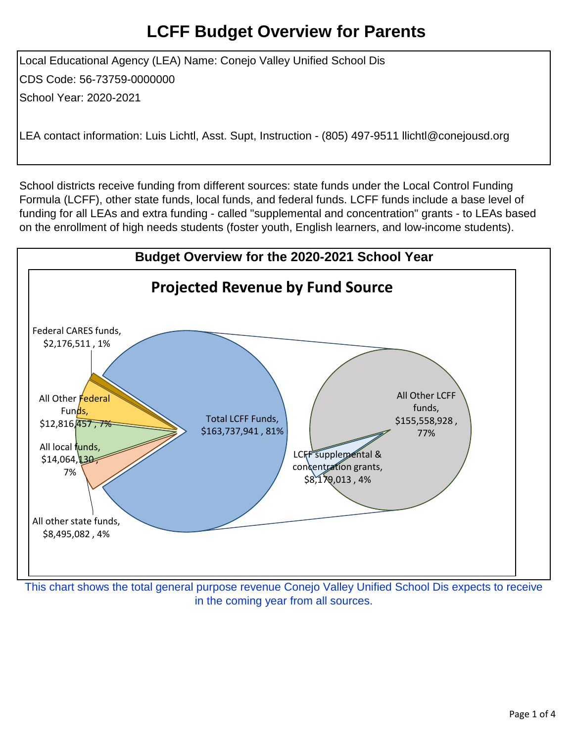# LCFF Budget Overview for Parents

Local Educational Agency (LEA) Name: Conejo Valley Unified School Dis

CDS Code: 56-73759-0000000

School Year: 2020-2021

LEA contact information: Luis Lichtl, Asst. Supt, Instruction - (805) 497-9511 llichtl@conejousd.org

School districts receive funding from different sources: state funds under the Local Control Funding Formula (LCFF), other state funds, local funds, and federal funds. LCFF funds include a base level of funding for all LEAs and extra funding - called "supplemental and concentration" grants - to LEAs based on the enrollment of high needs students (foster youth, English learners, and low-income students).

## Budget Overview for the 2020-2021 School Year

### Projected Revenue by Fund Source

| Fund Source | Amount | Percent |
| --- | --- | --- |
| Total LCFF Funds | $163,737,941 | 81% |
| LCFF supplemental & concentration grants | $8,179,013 | 4% |
| All Other LCFF funds | $155,558,928 | 77% |
| Federal CARES funds | $2,176,511 | 1% |
| All Other Federal Funds | $12,816,457 | 7% |
| All local funds | $14,064,130 | 7% |
| All other state funds | $8,495,082 | 4% |

This chart shows the total general purpose revenue Conejo Valley Unified School Dis expects to receive in the coming year from all sources.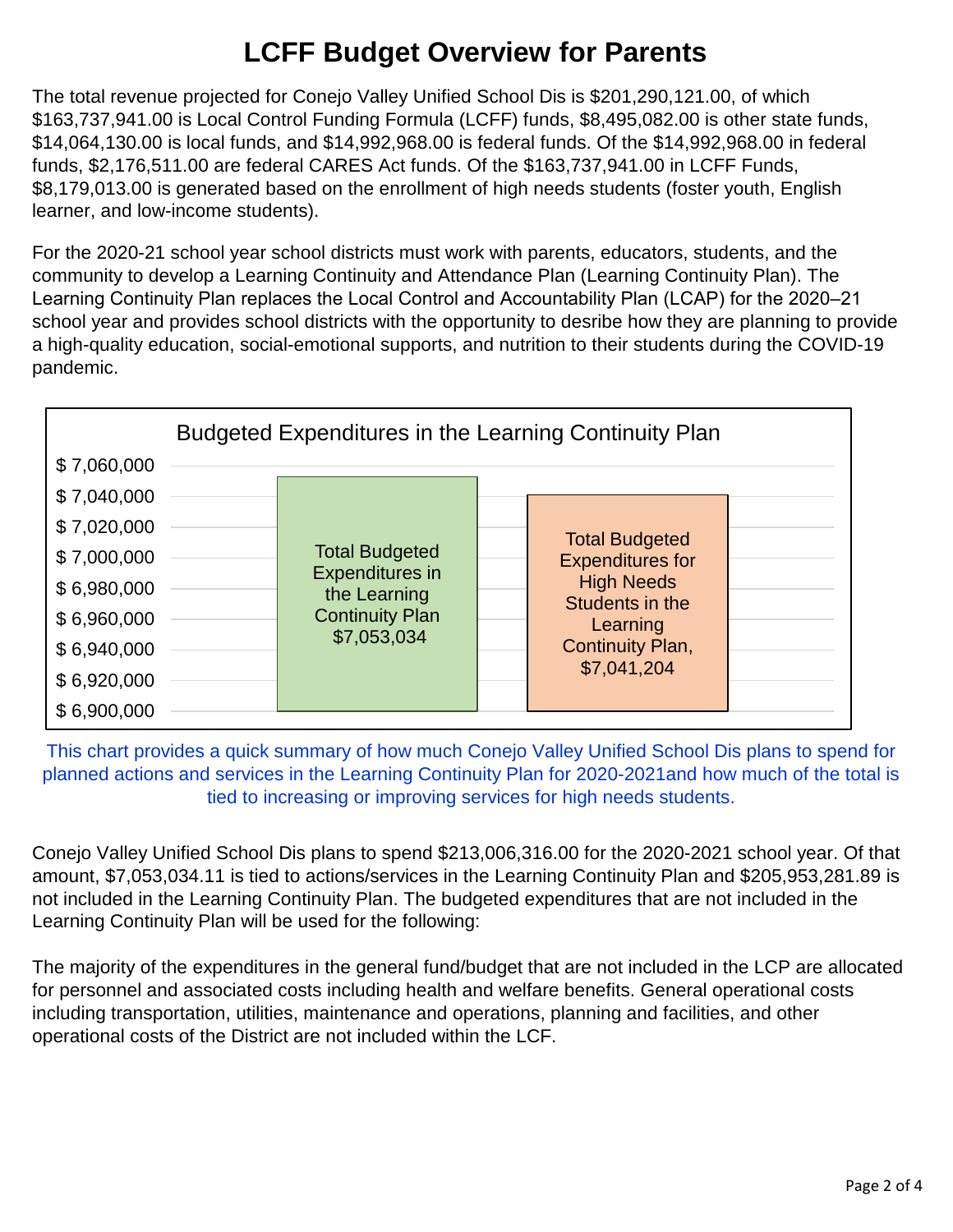# LCFF Budget Overview for Parents

The total revenue projected for Conejo Valley Unified School Dis is $201,290,121.00, of which $163,737,941.00 is Local Control Funding Formula (LCFF) funds, $8,495,082.00 is other state funds, $14,064,130.00 is local funds, and $14,992,968.00 is federal funds. Of the $14,992,968.00 in federal funds, $2,176,511.00 are federal CARES Act funds. Of the $163,737,941.00 in LCFF Funds, $8,179,013.00 is generated based on the enrollment of high needs students (foster youth, English learner, and low-income students).

For the 2020-21 school year school districts must work with parents, educators, students, and the community to develop a Learning Continuity and Attendance Plan (Learning Continuity Plan). The Learning Continuity Plan replaces the Local Control and Accountability Plan (LCAP) for the 2020–21 school year and provides school districts with the opportunity to desribe how they are planning to provide a high-quality education, social-emotional supports, and nutrition to their students during the COVID-19 pandemic.

**Budgeted Expenditures in the Learning Continuity Plan**

| Category | Amount |
|---|---|
| Total Budgeted Expenditures in the Learning Continuity Plan | $7,053,034 |
| Total Budgeted Expenditures for High Needs Students in the Learning Continuity Plan | $7,041,204 |

This chart provides a quick summary of how much Conejo Valley Unified School Dis plans to spend for planned actions and services in the Learning Continuity Plan for 2020-2021and how much of the total is tied to increasing or improving services for high needs students.

Conejo Valley Unified School Dis plans to spend $213,006,316.00 for the 2020-2021 school year. Of that amount, $7,053,034.11 is tied to actions/services in the Learning Continuity Plan and $205,953,281.89 is not included in the Learning Continuity Plan. The budgeted expenditures that are not included in the Learning Continuity Plan will be used for the following:

The majority of the expenditures in the general fund/budget that are not included in the LCP are allocated for personnel and associated costs including health and welfare benefits. General operational costs including transportation, utilities, maintenance and operations, planning and facilities, and other operational costs of the District are not included within the LCF.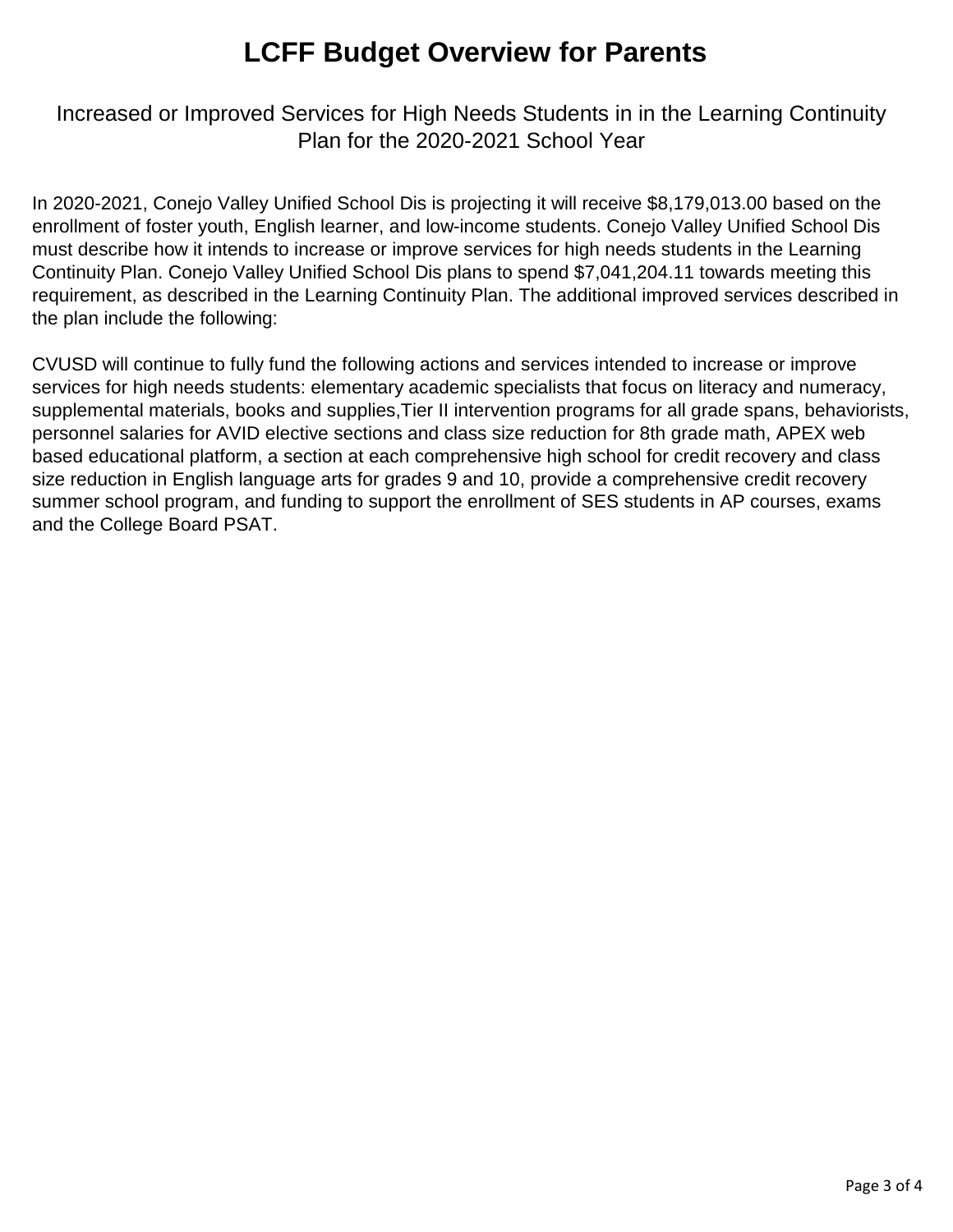# LCFF Budget Overview for Parents

## Increased or Improved Services for High Needs Students in in the Learning Continuity Plan for the 2020-2021 School Year

In 2020-2021, Conejo Valley Unified School Dis is projecting it will receive $8,179,013.00 based on the enrollment of foster youth, English learner, and low-income students. Conejo Valley Unified School Dis must describe how it intends to increase or improve services for high needs students in the Learning Continuity Plan. Conejo Valley Unified School Dis plans to spend $7,041,204.11 towards meeting this requirement, as described in the Learning Continuity Plan. The additional improved services described in the plan include the following:

CVUSD will continue to fully fund the following actions and services intended to increase or improve services for high needs students: elementary academic specialists that focus on literacy and numeracy, supplemental materials, books and supplies,Tier II intervention programs for all grade spans, behaviorists, personnel salaries for AVID elective sections and class size reduction for 8th grade math, APEX web based educational platform, a section at each comprehensive high school for credit recovery and class size reduction in English language arts for grades 9 and 10, provide a comprehensive credit recovery summer school program, and funding to support the enrollment of SES students in AP courses, exams and the College Board PSAT.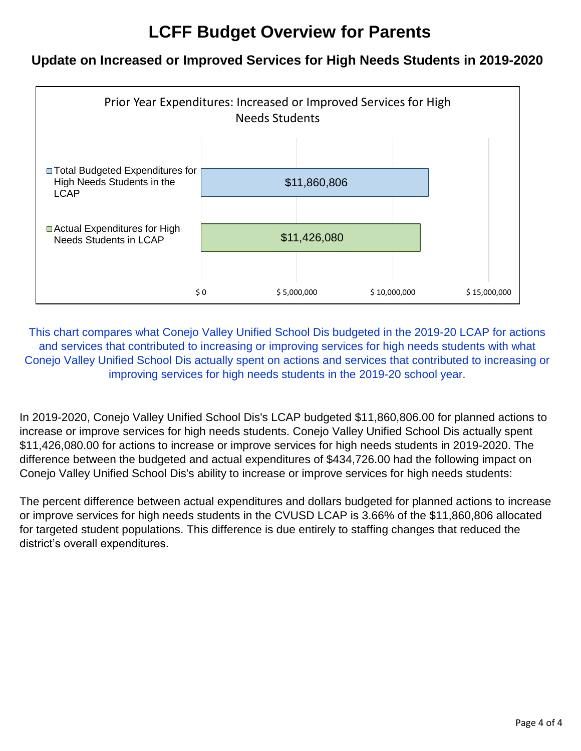# LCFF Budget Overview for Parents

## Update on Increased or Improved Services for High Needs Students in 2019-2020

Prior Year Expenditures: Increased or Improved Services for High Needs Students

Total Budgeted Expenditures for High Needs Students in the LCAP

$11,860,806

Actual Expenditures for High Needs Students in LCAP

$11,426,080

$ 0
$ 5,000,000
$ 10,000,000
$ 15,000,000

This chart compares what Conejo Valley Unified School Dis budgeted in the 2019-20 LCAP for actions and services that contributed to increasing or improving services for high needs students with what Conejo Valley Unified School Dis actually spent on actions and services that contributed to increasing or improving services for high needs students in the 2019-20 school year.

In 2019-2020, Conejo Valley Unified School Dis's LCAP budgeted $11,860,806.00 for planned actions to increase or improve services for high needs students. Conejo Valley Unified School Dis actually spent $11,426,080.00 for actions to increase or improve services for high needs students in 2019-2020. The difference between the budgeted and actual expenditures of $434,726.00 had the following impact on Conejo Valley Unified School Dis's ability to increase or improve services for high needs students:

The percent difference between actual expenditures and dollars budgeted for planned actions to increase or improve services for high needs students in the CVUSD LCAP is 3.66% of the $11,860,806 allocated for targeted student populations. This difference is due entirely to staffing changes that reduced the district's overall expenditures.